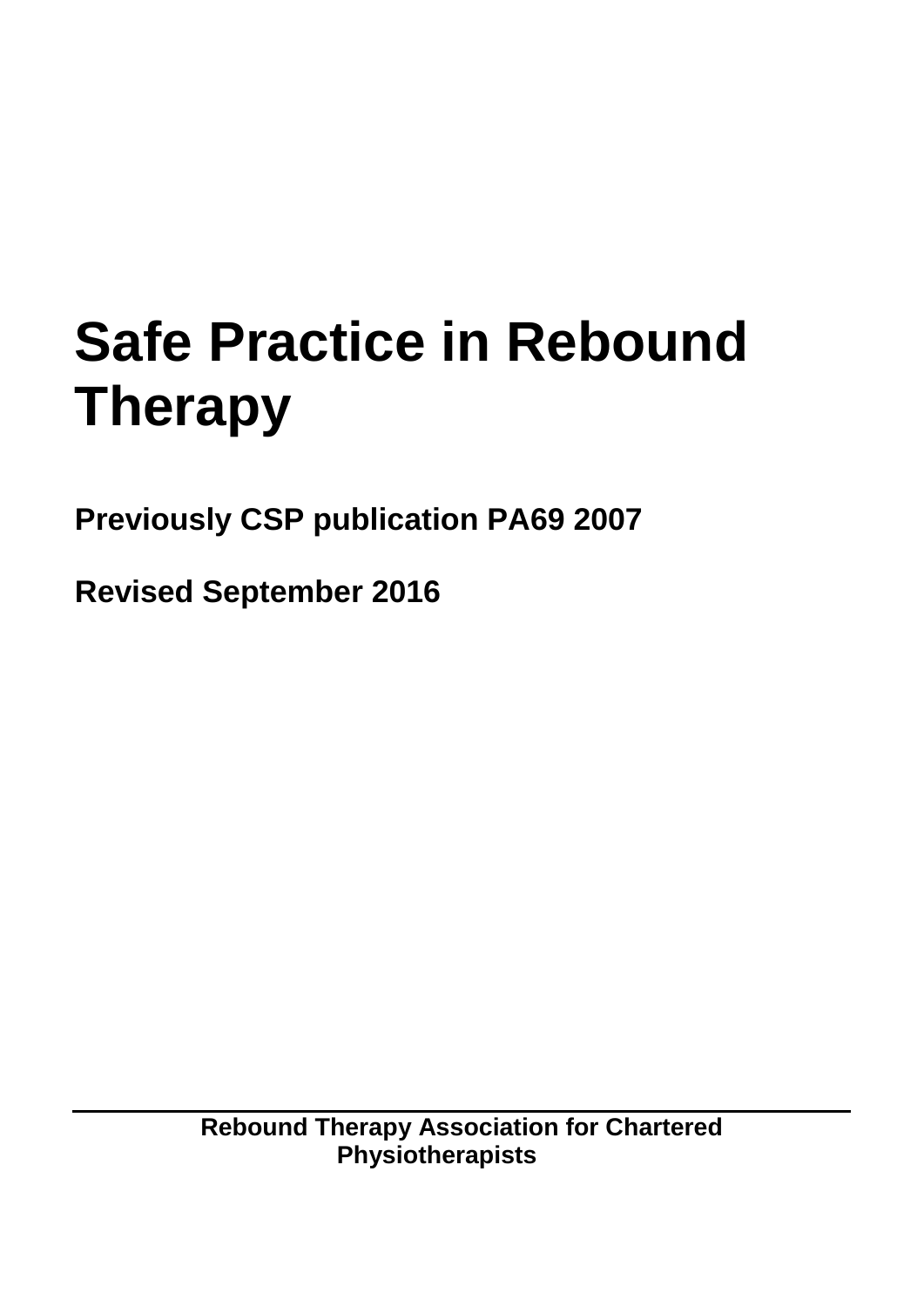# Safe Practice in Rebound Therapy

**Previously CSP publication PA69 2007**

**Revised September 2016**

---

**Rebound Therapy Association for Chartered Physiotherapists**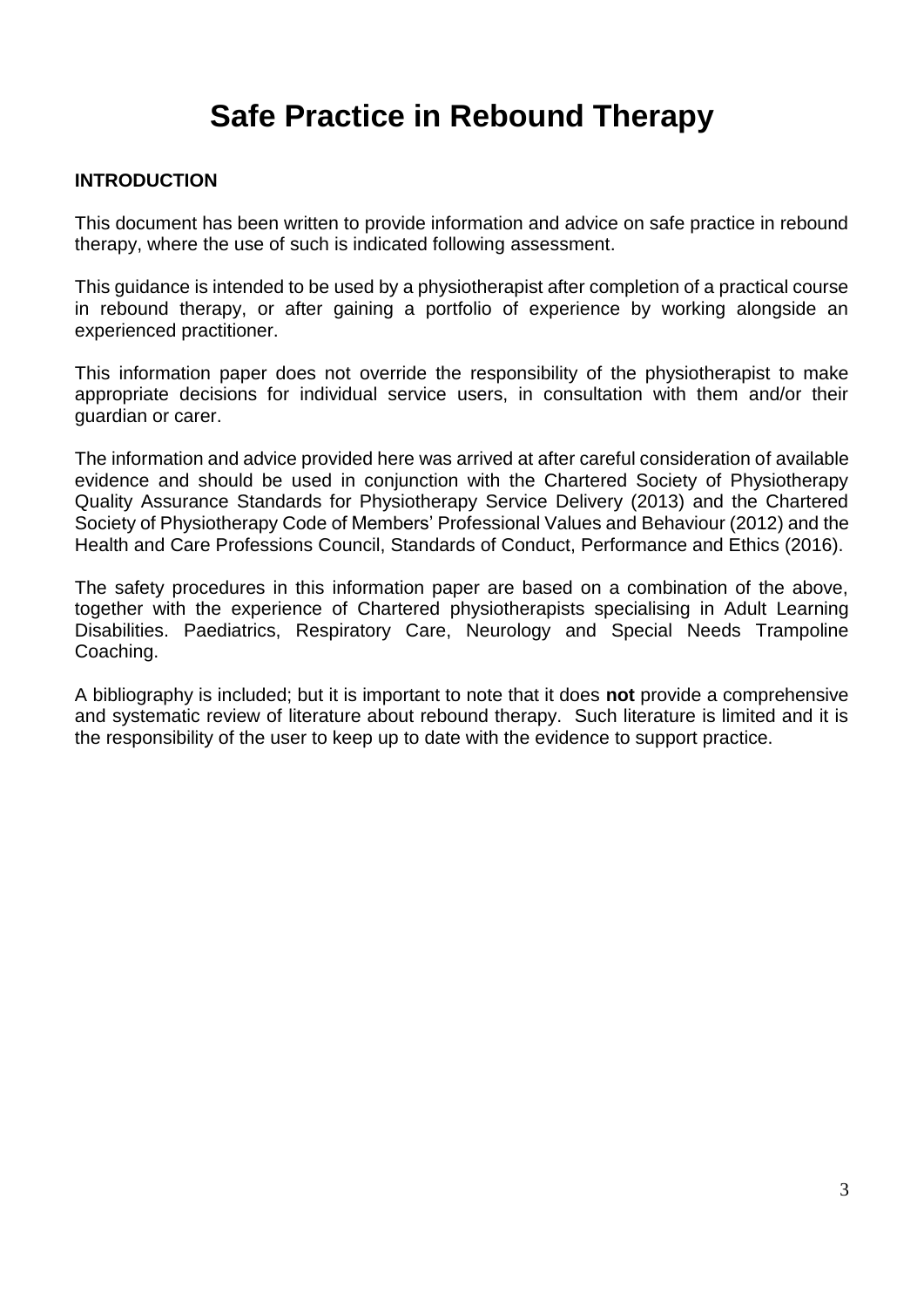# Safe Practice in Rebound Therapy

## INTRODUCTION

This document has been written to provide information and advice on safe practice in rebound therapy, where the use of such is indicated following assessment.

This guidance is intended to be used by a physiotherapist after completion of a practical course in rebound therapy, or after gaining a portfolio of experience by working alongside an experienced practitioner.

This information paper does not override the responsibility of the physiotherapist to make appropriate decisions for individual service users, in consultation with them and/or their guardian or carer.

The information and advice provided here was arrived at after careful consideration of available evidence and should be used in conjunction with the Chartered Society of Physiotherapy Quality Assurance Standards for Physiotherapy Service Delivery (2013) and the Chartered Society of Physiotherapy Code of Members' Professional Values and Behaviour (2012) and the Health and Care Professions Council, Standards of Conduct, Performance and Ethics (2016).

The safety procedures in this information paper are based on a combination of the above, together with the experience of Chartered physiotherapists specialising in Adult Learning Disabilities. Paediatrics, Respiratory Care, Neurology and Special Needs Trampoline Coaching.

A bibliography is included; but it is important to note that it does **not** provide a comprehensive and systematic review of literature about rebound therapy. Such literature is limited and it is the responsibility of the user to keep up to date with the evidence to support practice.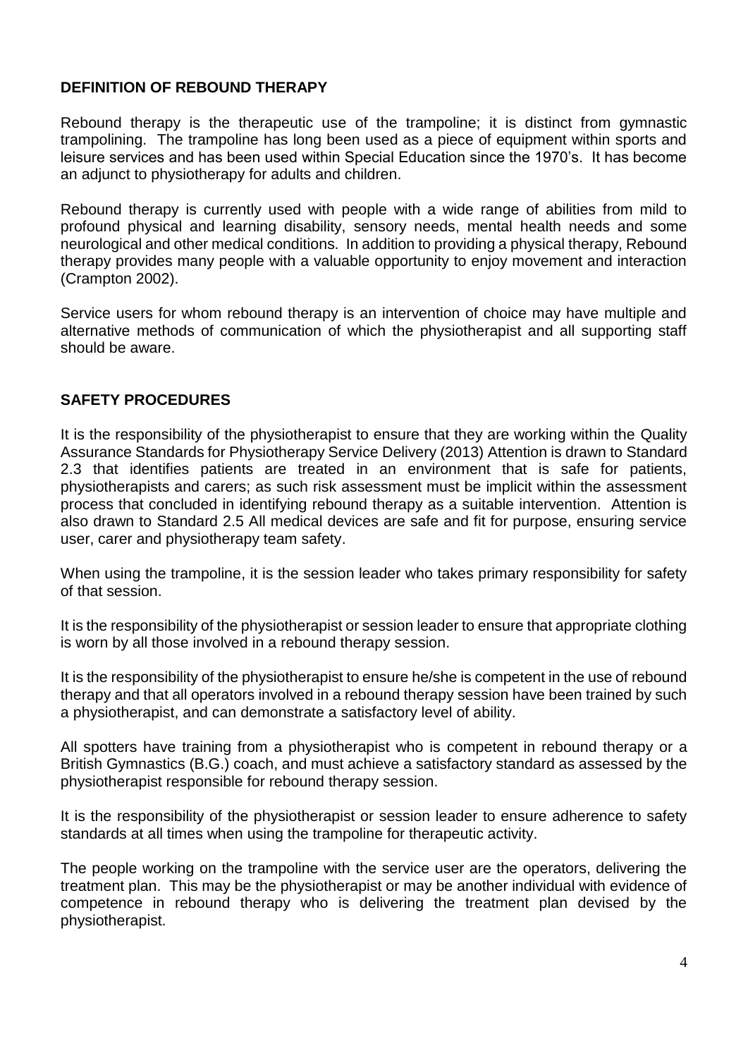## DEFINITION OF REBOUND THERAPY

Rebound therapy is the therapeutic use of the trampoline; it is distinct from gymnastic trampolining. The trampoline has long been used as a piece of equipment within sports and leisure services and has been used within Special Education since the 1970's. It has become an adjunct to physiotherapy for adults and children.

Rebound therapy is currently used with people with a wide range of abilities from mild to profound physical and learning disability, sensory needs, mental health needs and some neurological and other medical conditions. In addition to providing a physical therapy, Rebound therapy provides many people with a valuable opportunity to enjoy movement and interaction (Crampton 2002).

Service users for whom rebound therapy is an intervention of choice may have multiple and alternative methods of communication of which the physiotherapist and all supporting staff should be aware.

## SAFETY PROCEDURES

It is the responsibility of the physiotherapist to ensure that they are working within the Quality Assurance Standards for Physiotherapy Service Delivery (2013) Attention is drawn to Standard 2.3 that identifies patients are treated in an environment that is safe for patients, physiotherapists and carers; as such risk assessment must be implicit within the assessment process that concluded in identifying rebound therapy as a suitable intervention. Attention is also drawn to Standard 2.5 All medical devices are safe and fit for purpose, ensuring service user, carer and physiotherapy team safety.

When using the trampoline, it is the session leader who takes primary responsibility for safety of that session.

It is the responsibility of the physiotherapist or session leader to ensure that appropriate clothing is worn by all those involved in a rebound therapy session.

It is the responsibility of the physiotherapist to ensure he/she is competent in the use of rebound therapy and that all operators involved in a rebound therapy session have been trained by such a physiotherapist, and can demonstrate a satisfactory level of ability.

All spotters have training from a physiotherapist who is competent in rebound therapy or a British Gymnastics (B.G.) coach, and must achieve a satisfactory standard as assessed by the physiotherapist responsible for rebound therapy session.

It is the responsibility of the physiotherapist or session leader to ensure adherence to safety standards at all times when using the trampoline for therapeutic activity.

The people working on the trampoline with the service user are the operators, delivering the treatment plan. This may be the physiotherapist or may be another individual with evidence of competence in rebound therapy who is delivering the treatment plan devised by the physiotherapist.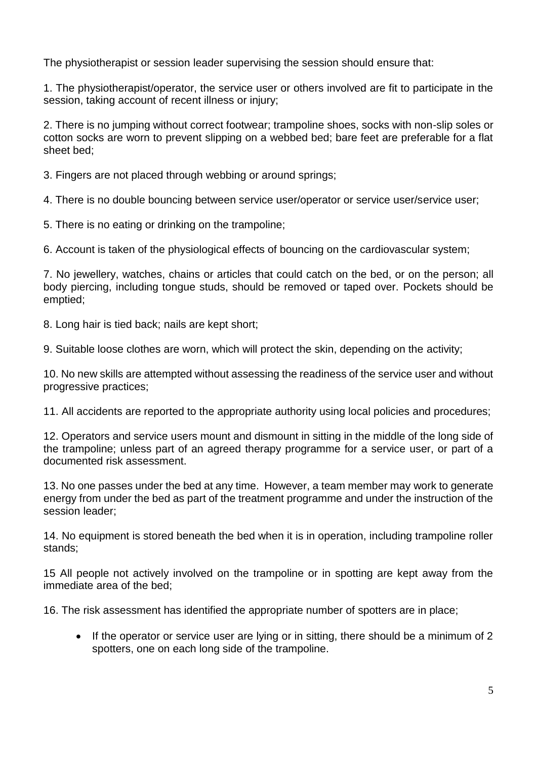The physiotherapist or session leader supervising the session should ensure that:

1. The physiotherapist/operator, the service user or others involved are fit to participate in the session, taking account of recent illness or injury;

2. There is no jumping without correct footwear; trampoline shoes, socks with non-slip soles or cotton socks are worn to prevent slipping on a webbed bed; bare feet are preferable for a flat sheet bed;

3. Fingers are not placed through webbing or around springs;

4. There is no double bouncing between service user/operator or service user/service user;

5. There is no eating or drinking on the trampoline;

6. Account is taken of the physiological effects of bouncing on the cardiovascular system;

7. No jewellery, watches, chains or articles that could catch on the bed, or on the person; all body piercing, including tongue studs, should be removed or taped over. Pockets should be emptied;

8. Long hair is tied back; nails are kept short;

9. Suitable loose clothes are worn, which will protect the skin, depending on the activity;

10. No new skills are attempted without assessing the readiness of the service user and without progressive practices;

11. All accidents are reported to the appropriate authority using local policies and procedures;

12. Operators and service users mount and dismount in sitting in the middle of the long side of the trampoline; unless part of an agreed therapy programme for a service user, or part of a documented risk assessment.

13. No one passes under the bed at any time. However, a team member may work to generate energy from under the bed as part of the treatment programme and under the instruction of the session leader;

14. No equipment is stored beneath the bed when it is in operation, including trampoline roller stands;

15 All people not actively involved on the trampoline or in spotting are kept away from the immediate area of the bed;

16. The risk assessment has identified the appropriate number of spotters are in place;

- If the operator or service user are lying or in sitting, there should be a minimum of 2 spotters, one on each long side of the trampoline.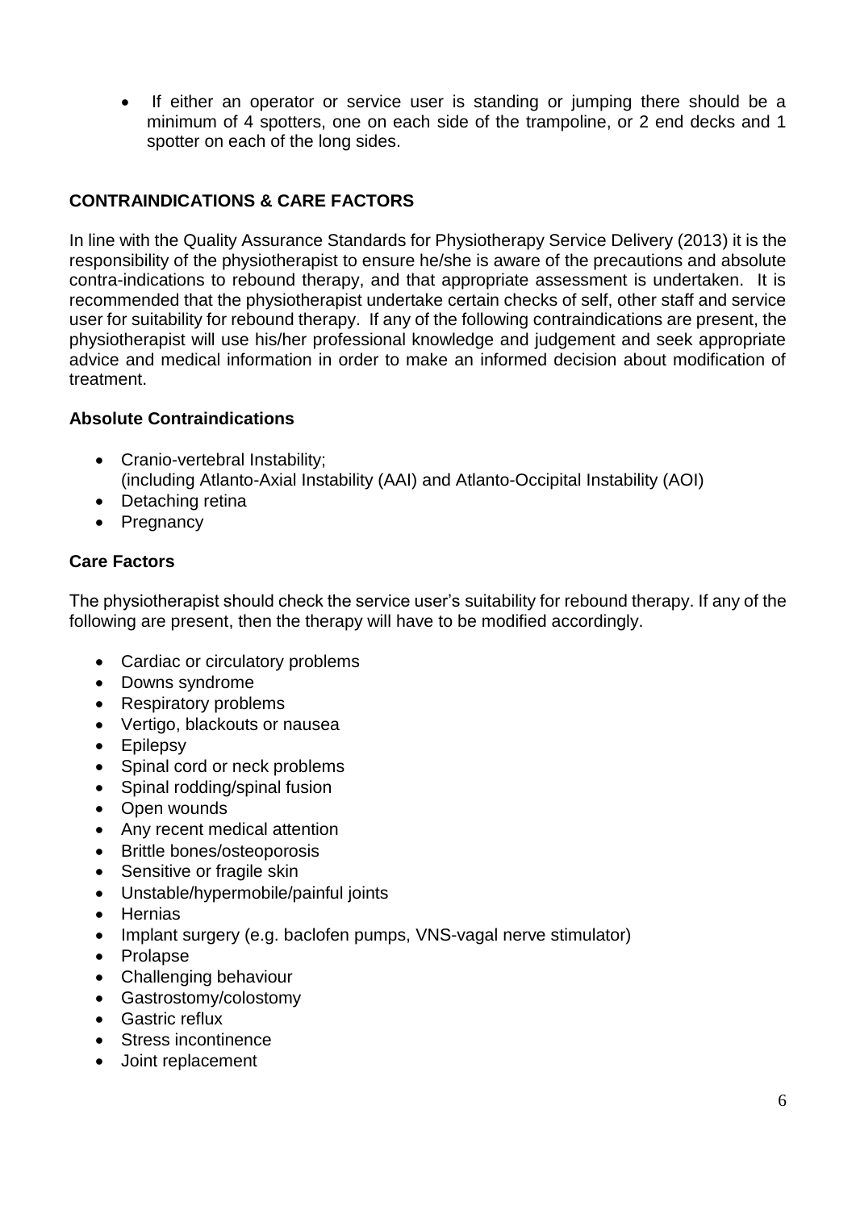- If either an operator or service user is standing or jumping there should be a minimum of 4 spotters, one on each side of the trampoline, or 2 end decks and 1 spotter on each of the long sides.

## CONTRAINDICATIONS & CARE FACTORS

In line with the Quality Assurance Standards for Physiotherapy Service Delivery (2013) it is the responsibility of the physiotherapist to ensure he/she is aware of the precautions and absolute contra-indications to rebound therapy, and that appropriate assessment is undertaken. It is recommended that the physiotherapist undertake certain checks of self, other staff and service user for suitability for rebound therapy. If any of the following contraindications are present, the physiotherapist will use his/her professional knowledge and judgement and seek appropriate advice and medical information in order to make an informed decision about modification of treatment.

### Absolute Contraindications

- Cranio-vertebral Instability;
  (including Atlanto-Axial Instability (AAI) and Atlanto-Occipital Instability (AOI)
- Detaching retina
- Pregnancy

### Care Factors

The physiotherapist should check the service user's suitability for rebound therapy. If any of the following are present, then the therapy will have to be modified accordingly.

- Cardiac or circulatory problems
- Downs syndrome
- Respiratory problems
- Vertigo, blackouts or nausea
- Epilepsy
- Spinal cord or neck problems
- Spinal rodding/spinal fusion
- Open wounds
- Any recent medical attention
- Brittle bones/osteoporosis
- Sensitive or fragile skin
- Unstable/hypermobile/painful joints
- Hernias
- Implant surgery (e.g. baclofen pumps, VNS-vagal nerve stimulator)
- Prolapse
- Challenging behaviour
- Gastrostomy/colostomy
- Gastric reflux
- Stress incontinence
- Joint replacement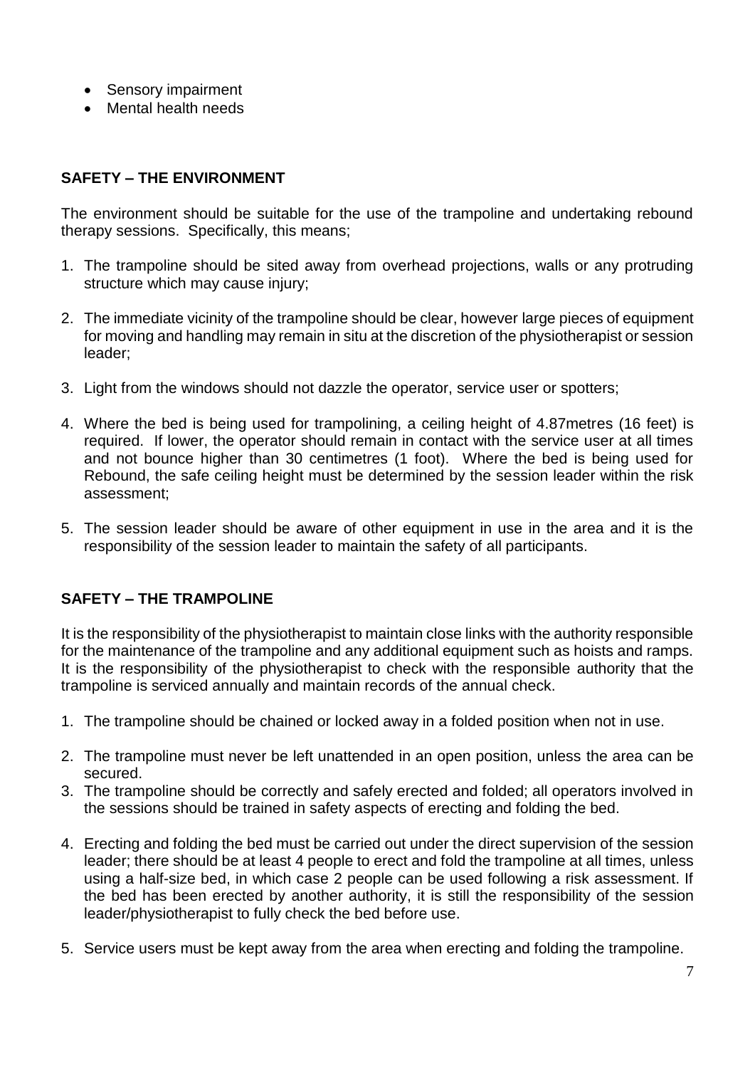- Sensory impairment
- Mental health needs

## SAFETY – THE ENVIRONMENT

The environment should be suitable for the use of the trampoline and undertaking rebound therapy sessions. Specifically, this means;

1. The trampoline should be sited away from overhead projections, walls or any protruding structure which may cause injury;

2. The immediate vicinity of the trampoline should be clear, however large pieces of equipment for moving and handling may remain in situ at the discretion of the physiotherapist or session leader;

3. Light from the windows should not dazzle the operator, service user or spotters;

4. Where the bed is being used for trampolining, a ceiling height of 4.87metres (16 feet) is required. If lower, the operator should remain in contact with the service user at all times and not bounce higher than 30 centimetres (1 foot). Where the bed is being used for Rebound, the safe ceiling height must be determined by the session leader within the risk assessment;

5. The session leader should be aware of other equipment in use in the area and it is the responsibility of the session leader to maintain the safety of all participants.

## SAFETY – THE TRAMPOLINE

It is the responsibility of the physiotherapist to maintain close links with the authority responsible for the maintenance of the trampoline and any additional equipment such as hoists and ramps. It is the responsibility of the physiotherapist to check with the responsible authority that the trampoline is serviced annually and maintain records of the annual check.

1. The trampoline should be chained or locked away in a folded position when not in use.

2. The trampoline must never be left unattended in an open position, unless the area can be secured.

3. The trampoline should be correctly and safely erected and folded; all operators involved in the sessions should be trained in safety aspects of erecting and folding the bed.

4. Erecting and folding the bed must be carried out under the direct supervision of the session leader; there should be at least 4 people to erect and fold the trampoline at all times, unless using a half-size bed, in which case 2 people can be used following a risk assessment. If the bed has been erected by another authority, it is still the responsibility of the session leader/physiotherapist to fully check the bed before use.

5. Service users must be kept away from the area when erecting and folding the trampoline.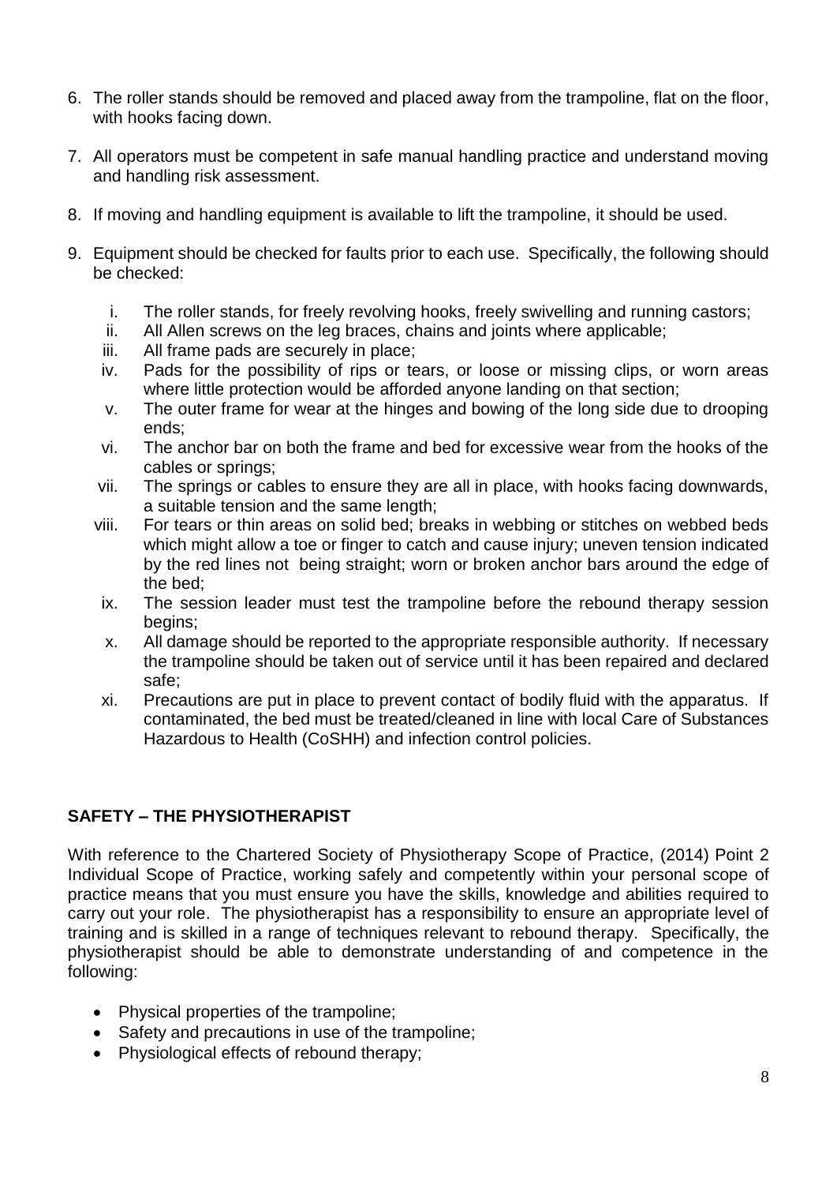6. The roller stands should be removed and placed away from the trampoline, flat on the floor, with hooks facing down.

7. All operators must be competent in safe manual handling practice and understand moving and handling risk assessment.

8. If moving and handling equipment is available to lift the trampoline, it should be used.

9. Equipment should be checked for faults prior to each use. Specifically, the following should be checked:

   i. The roller stands, for freely revolving hooks, freely swivelling and running castors;
   ii. All Allen screws on the leg braces, chains and joints where applicable;
   iii. All frame pads are securely in place;
   iv. Pads for the possibility of rips or tears, or loose or missing clips, or worn areas where little protection would be afforded anyone landing on that section;
   v. The outer frame for wear at the hinges and bowing of the long side due to drooping ends;
   vi. The anchor bar on both the frame and bed for excessive wear from the hooks of the cables or springs;
   vii. The springs or cables to ensure they are all in place, with hooks facing downwards, a suitable tension and the same length;
   viii. For tears or thin areas on solid bed; breaks in webbing or stitches on webbed beds which might allow a toe or finger to catch and cause injury; uneven tension indicated by the red lines not being straight; worn or broken anchor bars around the edge of the bed;
   ix. The session leader must test the trampoline before the rebound therapy session begins;
   x. All damage should be reported to the appropriate responsible authority. If necessary the trampoline should be taken out of service until it has been repaired and declared safe;
   xi. Precautions are put in place to prevent contact of bodily fluid with the apparatus. If contaminated, the bed must be treated/cleaned in line with local Care of Substances Hazardous to Health (CoSHH) and infection control policies.

## SAFETY – THE PHYSIOTHERAPIST

With reference to the Chartered Society of Physiotherapy Scope of Practice, (2014) Point 2 Individual Scope of Practice, working safely and competently within your personal scope of practice means that you must ensure you have the skills, knowledge and abilities required to carry out your role. The physiotherapist has a responsibility to ensure an appropriate level of training and is skilled in a range of techniques relevant to rebound therapy. Specifically, the physiotherapist should be able to demonstrate understanding of and competence in the following:

- Physical properties of the trampoline;
- Safety and precautions in use of the trampoline;
- Physiological effects of rebound therapy;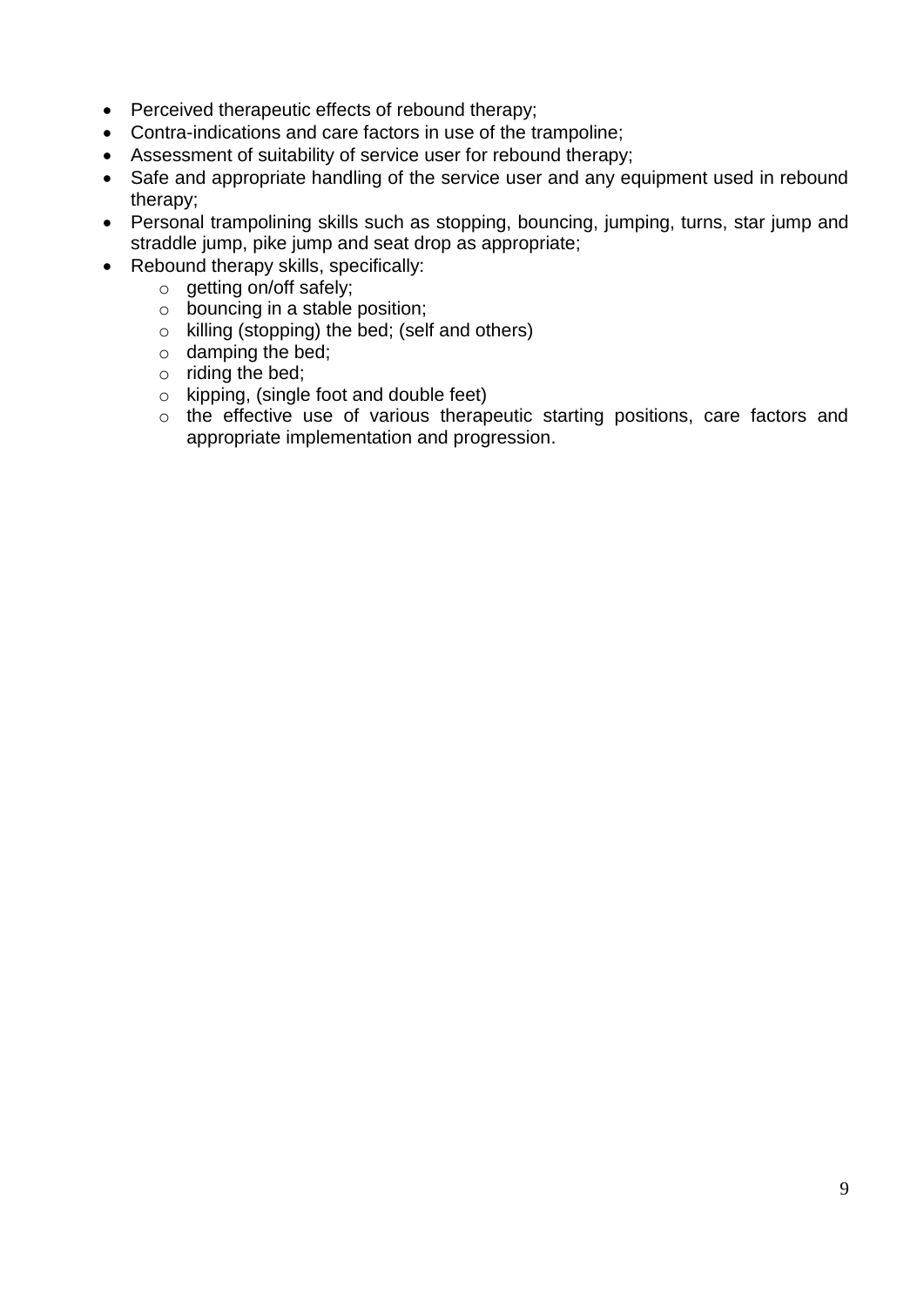- Perceived therapeutic effects of rebound therapy;
- Contra-indications and care factors in use of the trampoline;
- Assessment of suitability of service user for rebound therapy;
- Safe and appropriate handling of the service user and any equipment used in rebound therapy;
- Personal trampolining skills such as stopping, bouncing, jumping, turns, star jump and straddle jump, pike jump and seat drop as appropriate;
- Rebound therapy skills, specifically:
  - getting on/off safely;
  - bouncing in a stable position;
  - killing (stopping) the bed; (self and others)
  - damping the bed;
  - riding the bed;
  - kipping, (single foot and double feet)
  - the effective use of various therapeutic starting positions, care factors and appropriate implementation and progression.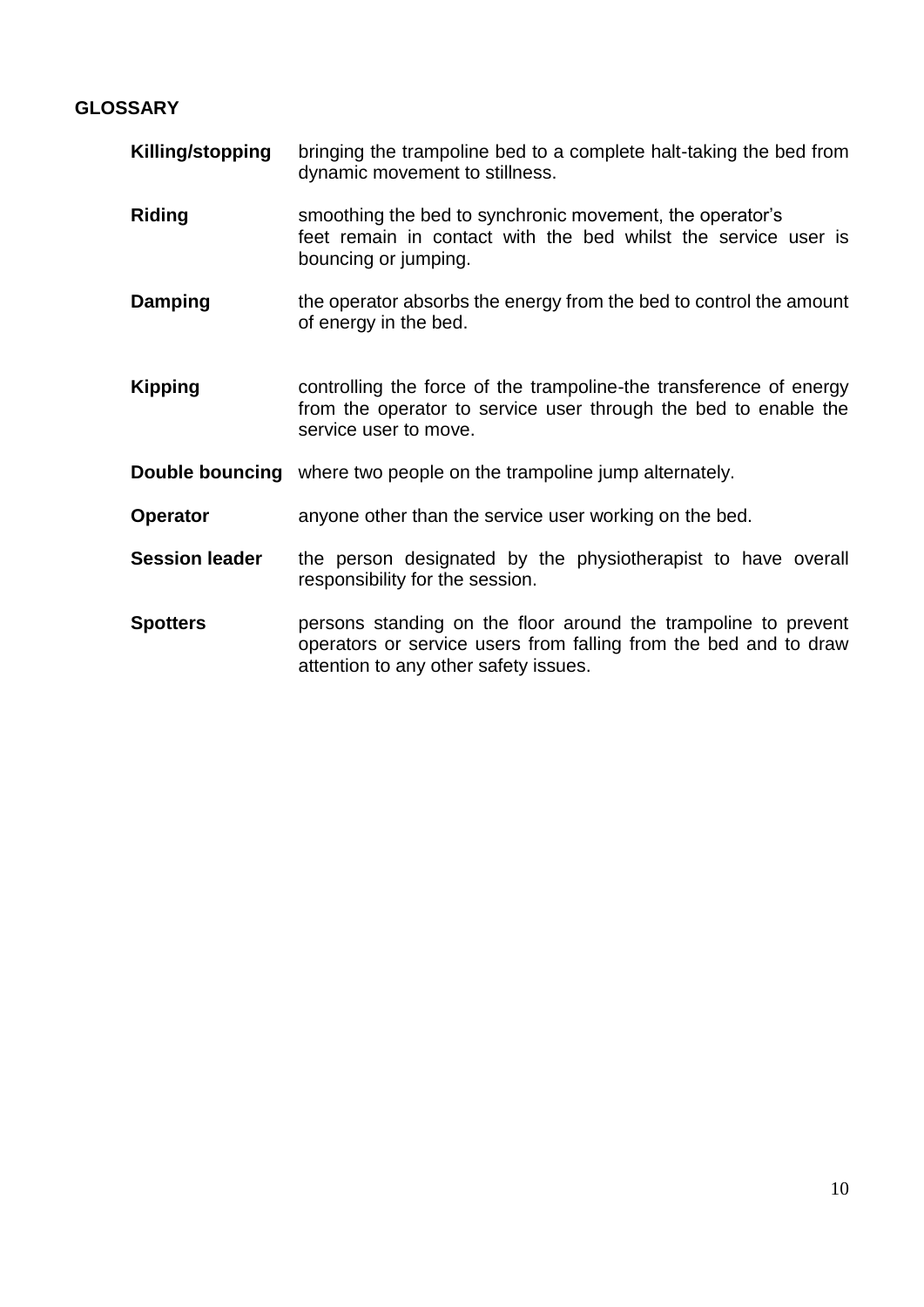## GLOSSARY

**Killing/stopping** bringing the trampoline bed to a complete halt-taking the bed from dynamic movement to stillness.

**Riding** smoothing the bed to synchronic movement, the operator's feet remain in contact with the bed whilst the service user is bouncing or jumping.

**Damping** the operator absorbs the energy from the bed to control the amount of energy in the bed.

**Kipping** controlling the force of the trampoline-the transference of energy from the operator to service user through the bed to enable the service user to move.

**Double bouncing** where two people on the trampoline jump alternately.

**Operator** anyone other than the service user working on the bed.

**Session leader** the person designated by the physiotherapist to have overall responsibility for the session.

**Spotters** persons standing on the floor around the trampoline to prevent operators or service users from falling from the bed and to draw attention to any other safety issues.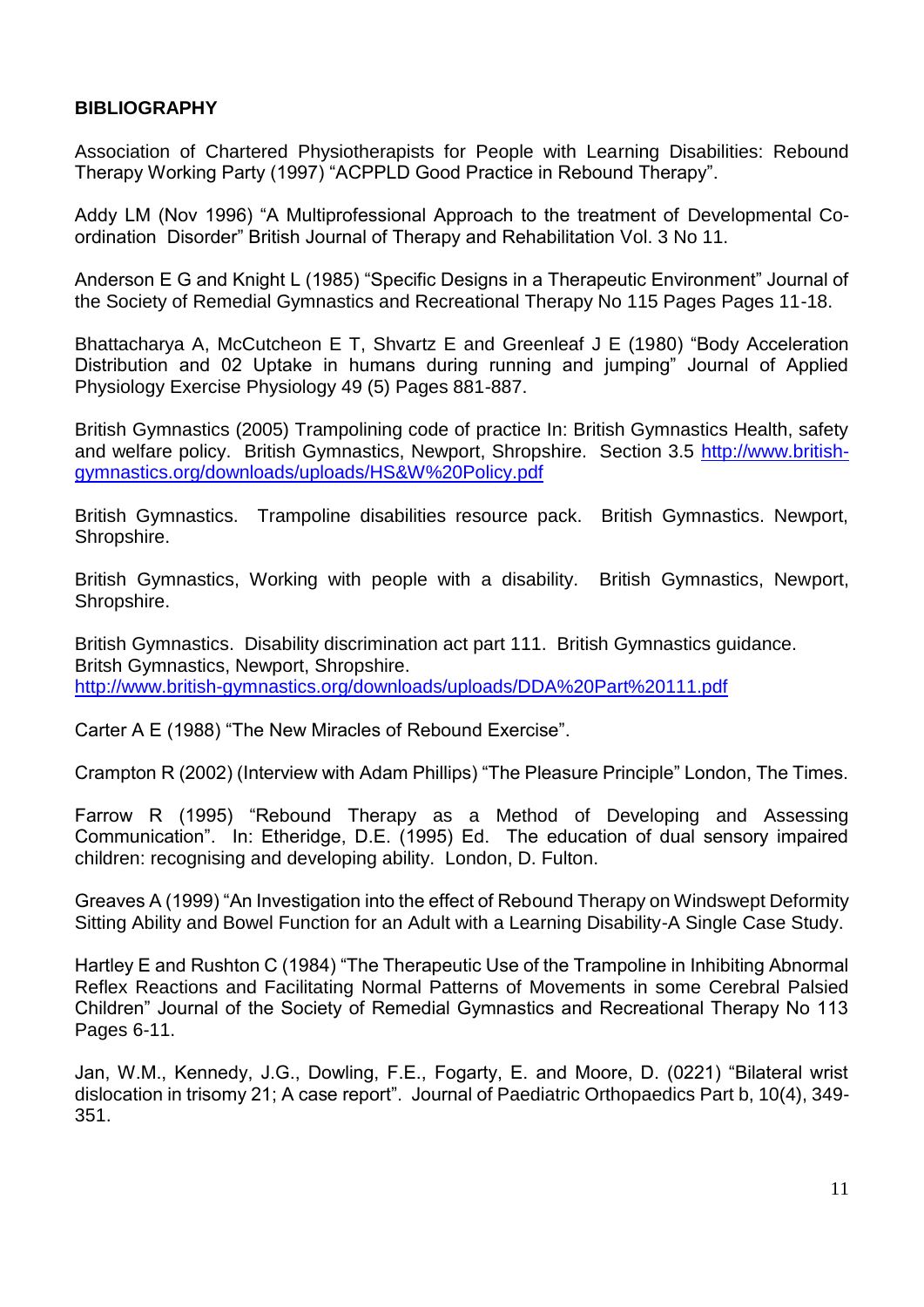**BIBLIOGRAPHY**

Association of Chartered Physiotherapists for People with Learning Disabilities: Rebound Therapy Working Party (1997) "ACPPLD Good Practice in Rebound Therapy".

Addy LM (Nov 1996) "A Multiprofessional Approach to the treatment of Developmental Co-ordination Disorder" British Journal of Therapy and Rehabilitation Vol. 3 No 11.

Anderson E G and Knight L (1985) "Specific Designs in a Therapeutic Environment" Journal of the Society of Remedial Gymnastics and Recreational Therapy No 115 Pages Pages 11-18.

Bhattacharya A, McCutcheon E T, Shvartz E and Greenleaf J E (1980) "Body Acceleration Distribution and 02 Uptake in humans during running and jumping" Journal of Applied Physiology Exercise Physiology 49 (5) Pages 881-887.

British Gymnastics (2005) Trampolining code of practice In: British Gymnastics Health, safety and welfare policy. British Gymnastics, Newport, Shropshire. Section 3.5 http://www.british-gymnastics.org/downloads/uploads/HS&W%20Policy.pdf

British Gymnastics. Trampoline disabilities resource pack. British Gymnastics. Newport, Shropshire.

British Gymnastics, Working with people with a disability. British Gymnastics, Newport, Shropshire.

British Gymnastics. Disability discrimination act part 111. British Gymnastics guidance.
Britsh Gymnastics, Newport, Shropshire.
http://www.british-gymnastics.org/downloads/uploads/DDA%20Part%20111.pdf

Carter A E (1988) "The New Miracles of Rebound Exercise".

Crampton R (2002) (Interview with Adam Phillips) "The Pleasure Principle" London, The Times.

Farrow R (1995) "Rebound Therapy as a Method of Developing and Assessing Communication". In: Etheridge, D.E. (1995) Ed. The education of dual sensory impaired children: recognising and developing ability. London, D. Fulton.

Greaves A (1999) "An Investigation into the effect of Rebound Therapy on Windswept Deformity Sitting Ability and Bowel Function for an Adult with a Learning Disability-A Single Case Study.

Hartley E and Rushton C (1984) "The Therapeutic Use of the Trampoline in Inhibiting Abnormal Reflex Reactions and Facilitating Normal Patterns of Movements in some Cerebral Palsied Children" Journal of the Society of Remedial Gymnastics and Recreational Therapy No 113 Pages 6-11.

Jan, W.M., Kennedy, J.G., Dowling, F.E., Fogarty, E. and Moore, D. (0221) "Bilateral wrist dislocation in trisomy 21; A case report". Journal of Paediatric Orthopaedics Part b, 10(4), 349-351.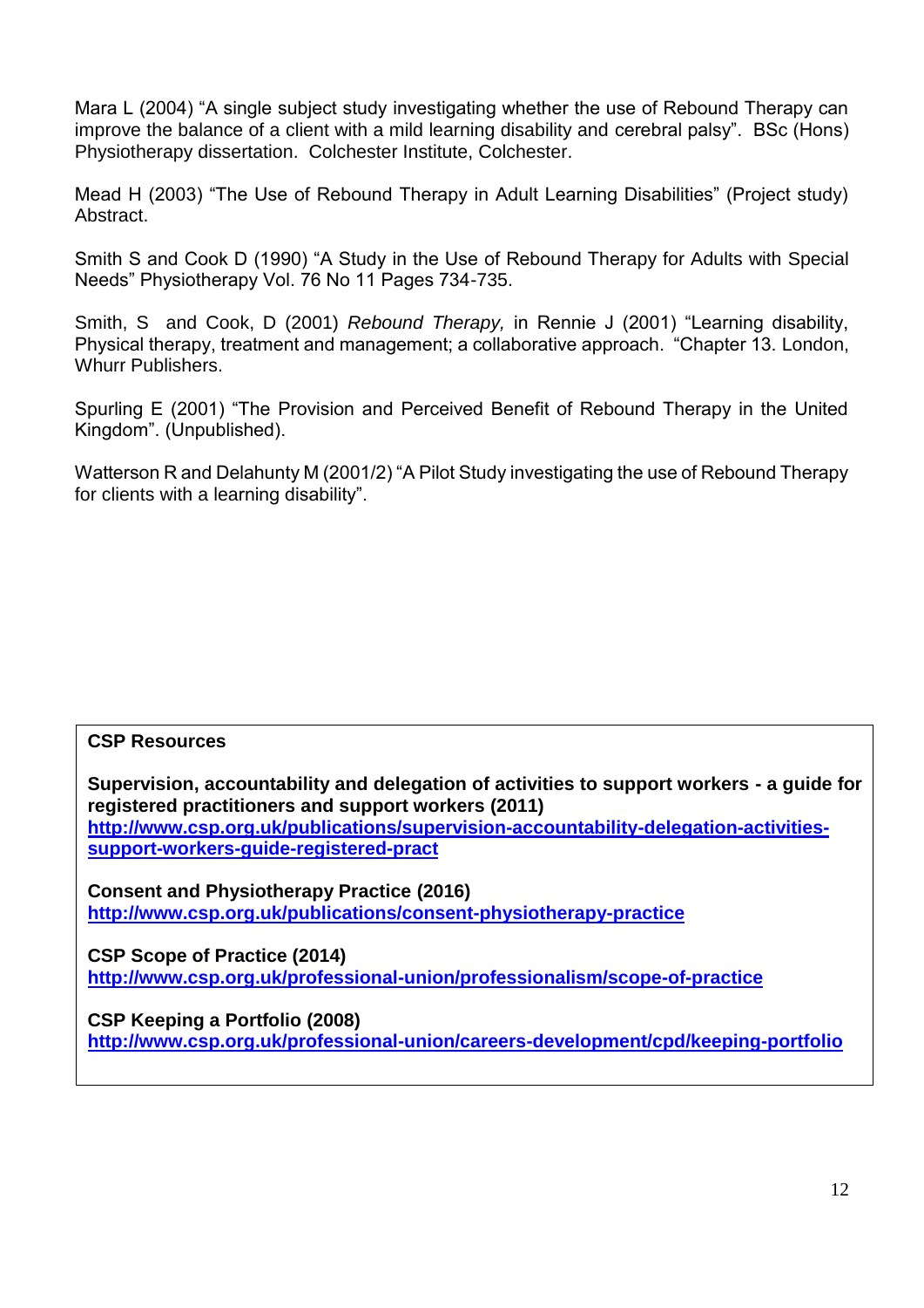Mara L (2004) "A single subject study investigating whether the use of Rebound Therapy can improve the balance of a client with a mild learning disability and cerebral palsy". BSc (Hons) Physiotherapy dissertation. Colchester Institute, Colchester.

Mead H (2003) "The Use of Rebound Therapy in Adult Learning Disabilities" (Project study) Abstract.

Smith S and Cook D (1990) "A Study in the Use of Rebound Therapy for Adults with Special Needs" Physiotherapy Vol. 76 No 11 Pages 734-735.

Smith, S and Cook, D (2001) *Rebound Therapy,* in Rennie J (2001) "Learning disability, Physical therapy, treatment and management; a collaborative approach. "Chapter 13. London, Whurr Publishers.

Spurling E (2001) "The Provision and Perceived Benefit of Rebound Therapy in the United Kingdom". (Unpublished).

Watterson R and Delahunty M (2001/2) "A Pilot Study investigating the use of Rebound Therapy for clients with a learning disability".

**CSP Resources**

**Supervision, accountability and delegation of activities to support workers - a guide for registered practitioners and support workers (2011)**
**[http://www.csp.org.uk/publications/supervision-accountability-delegation-activities-support-workers-guide-registered-pract](http://www.csp.org.uk/publications/supervision-accountability-delegation-activities-support-workers-guide-registered-pract)**

**Consent and Physiotherapy Practice (2016)**
**[http://www.csp.org.uk/publications/consent-physiotherapy-practice](http://www.csp.org.uk/publications/consent-physiotherapy-practice)**

**CSP Scope of Practice (2014)**
**[http://www.csp.org.uk/professional-union/professionalism/scope-of-practice](http://www.csp.org.uk/professional-union/professionalism/scope-of-practice)**

**CSP Keeping a Portfolio (2008)**
**[http://www.csp.org.uk/professional-union/careers-development/cpd/keeping-portfolio](http://www.csp.org.uk/professional-union/careers-development/cpd/keeping-portfolio)**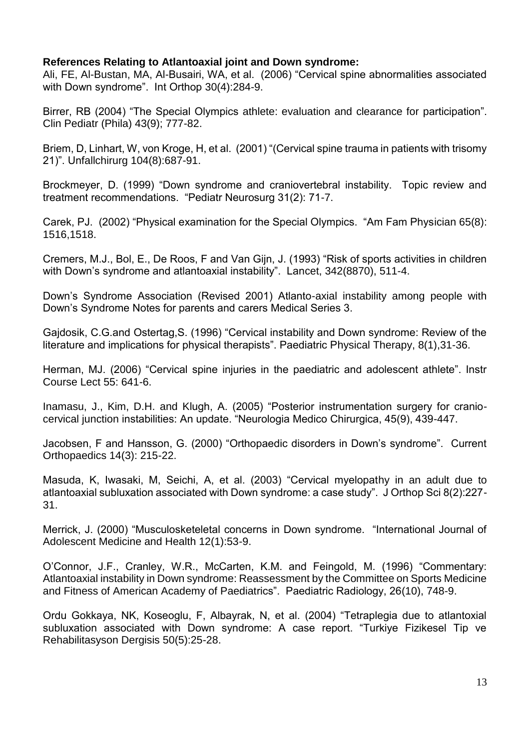**References Relating to Atlantoaxial joint and Down syndrome:**

Ali, FE, Al-Bustan, MA, Al-Busairi, WA, et al. (2006) "Cervical spine abnormalities associated with Down syndrome". Int Orthop 30(4):284-9.

Birrer, RB (2004) "The Special Olympics athlete: evaluation and clearance for participation". Clin Pediatr (Phila) 43(9); 777-82.

Briem, D, Linhart, W, von Kroge, H, et al. (2001) "(Cervical spine trauma in patients with trisomy 21)". Unfallchirurg 104(8):687-91.

Brockmeyer, D. (1999) "Down syndrome and craniovertebral instability. Topic review and treatment recommendations. "Pediatr Neurosurg 31(2): 71-7.

Carek, PJ. (2002) "Physical examination for the Special Olympics. "Am Fam Physician 65(8): 1516,1518.

Cremers, M.J., Bol, E., De Roos, F and Van Gijn, J. (1993) "Risk of sports activities in children with Down's syndrome and atlantoaxial instability". Lancet, 342(8870), 511-4.

Down's Syndrome Association (Revised 2001) Atlanto-axial instability among people with Down's Syndrome Notes for parents and carers Medical Series 3.

Gajdosik, C.G.and Ostertag,S. (1996) "Cervical instability and Down syndrome: Review of the literature and implications for physical therapists". Paediatric Physical Therapy, 8(1),31-36.

Herman, MJ. (2006) "Cervical spine injuries in the paediatric and adolescent athlete". Instr Course Lect 55: 641-6.

Inamasu, J., Kim, D.H. and Klugh, A. (2005) "Posterior instrumentation surgery for cranio-cervical junction instabilities: An update. "Neurologia Medico Chirurgica, 45(9), 439-447.

Jacobsen, F and Hansson, G. (2000) "Orthopaedic disorders in Down's syndrome". Current Orthopaedics 14(3): 215-22.

Masuda, K, Iwasaki, M, Seichi, A, et al. (2003) "Cervical myelopathy in an adult due to atlantoaxial subluxation associated with Down syndrome: a case study". J Orthop Sci 8(2):227-31.

Merrick, J. (2000) "Musculosketeletal concerns in Down syndrome. "International Journal of Adolescent Medicine and Health 12(1):53-9.

O'Connor, J.F., Cranley, W.R., McCarten, K.M. and Feingold, M. (1996) "Commentary: Atlantoaxial instability in Down syndrome: Reassessment by the Committee on Sports Medicine and Fitness of American Academy of Paediatrics". Paediatric Radiology, 26(10), 748-9.

Ordu Gokkaya, NK, Koseoglu, F, Albayrak, N, et al. (2004) "Tetraplegia due to atlantoxial subluxation associated with Down syndrome: A case report. "Turkiye Fizikesel Tip ve Rehabilitasyson Dergisis 50(5):25-28.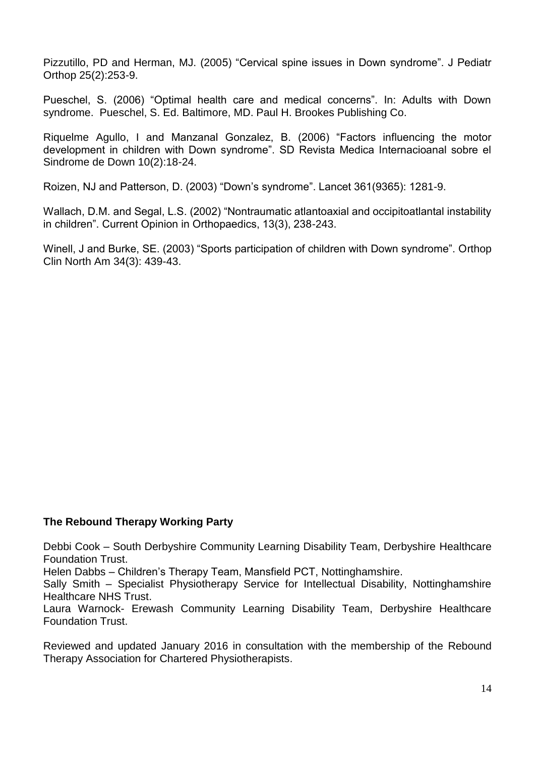Pizzutillo, PD and Herman, MJ. (2005) "Cervical spine issues in Down syndrome". J Pediatr Orthop 25(2):253-9.

Pueschel, S. (2006) "Optimal health care and medical concerns". In: Adults with Down syndrome. Pueschel, S. Ed. Baltimore, MD. Paul H. Brookes Publishing Co.

Riquelme Agullo, I and Manzanal Gonzalez, B. (2006) "Factors influencing the motor development in children with Down syndrome". SD Revista Medica Internacioanal sobre el Sindrome de Down 10(2):18-24.

Roizen, NJ and Patterson, D. (2003) "Down's syndrome". Lancet 361(9365): 1281-9.

Wallach, D.M. and Segal, L.S. (2002) "Nontraumatic atlantoaxial and occipitoatlantal instability in children". Current Opinion in Orthopaedics, 13(3), 238-243.

Winell, J and Burke, SE. (2003) "Sports participation of children with Down syndrome". Orthop Clin North Am 34(3): 439-43.

**The Rebound Therapy Working Party**

Debbi Cook – South Derbyshire Community Learning Disability Team, Derbyshire Healthcare Foundation Trust.
Helen Dabbs – Children's Therapy Team, Mansfield PCT, Nottinghamshire.
Sally Smith – Specialist Physiotherapy Service for Intellectual Disability, Nottinghamshire Healthcare NHS Trust.
Laura Warnock- Erewash Community Learning Disability Team, Derbyshire Healthcare Foundation Trust.

Reviewed and updated January 2016 in consultation with the membership of the Rebound Therapy Association for Chartered Physiotherapists.